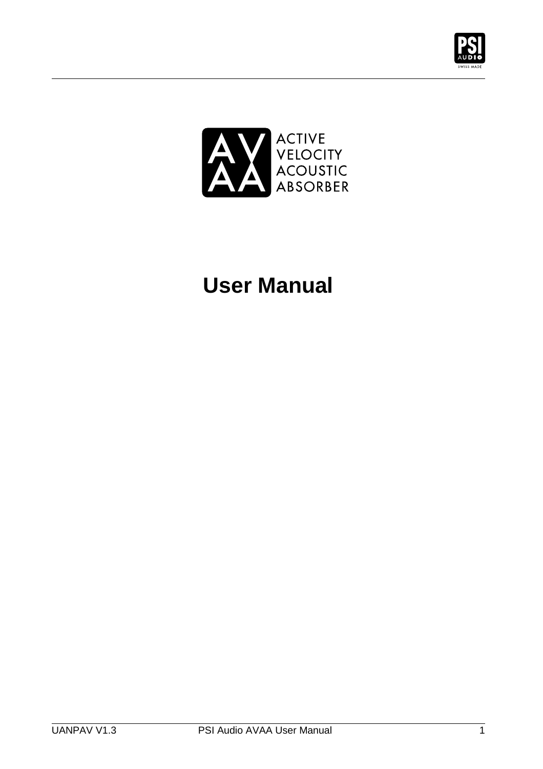ACTIVE
VELOCITY
ACOUSTIC
ABSORBER

# User Manual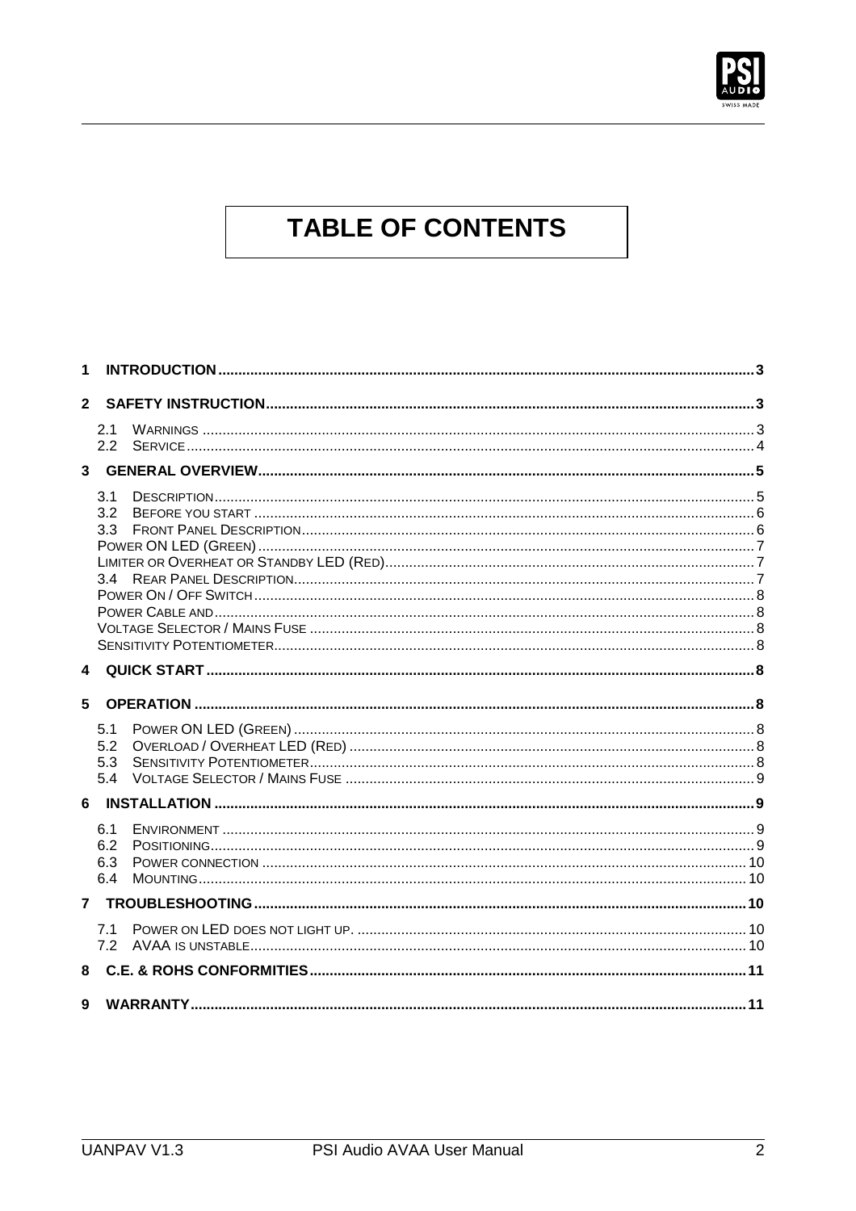# TABLE OF CONTENTS

**1 INTRODUCTION** .......... 3

**2 SAFETY INSTRUCTION** .......... 3

- 2.1 WARNINGS .......... 3
- 2.2 SERVICE .......... 4

**3 GENERAL OVERVIEW** .......... 5

- 3.1 DESCRIPTION .......... 5
- 3.2 BEFORE YOU START .......... 6
- 3.3 FRONT PANEL DESCRIPTION .......... 6
- POWER ON LED (GREEN) .......... 7
- LIMITER OR OVERHEAT OR STANDBY LED (RED) .......... 7
- 3.4 REAR PANEL DESCRIPTION .......... 7
- POWER ON / OFF SWITCH .......... 8
- POWER CABLE AND .......... 8
- VOLTAGE SELECTOR / MAINS FUSE .......... 8
- SENSITIVITY POTENTIOMETER .......... 8

**4 QUICK START** .......... 8

**5 OPERATION** .......... 8

- 5.1 POWER ON LED (GREEN) .......... 8
- 5.2 OVERLOAD / OVERHEAT LED (RED) .......... 8
- 5.3 SENSITIVITY POTENTIOMETER .......... 8
- 5.4 VOLTAGE SELECTOR / MAINS FUSE .......... 9

**6 INSTALLATION** .......... 9

- 6.1 ENVIRONMENT .......... 9
- 6.2 POSITIONING .......... 9
- 6.3 POWER CONNECTION .......... 10
- 6.4 MOUNTING .......... 10

**7 TROUBLESHOOTING** .......... 10

- 7.1 POWER ON LED DOES NOT LIGHT UP. .......... 10
- 7.2 AVAA IS UNSTABLE .......... 10

**8 C.E. & ROHS CONFORMITIES** .......... 11

**9 WARRANTY** .......... 11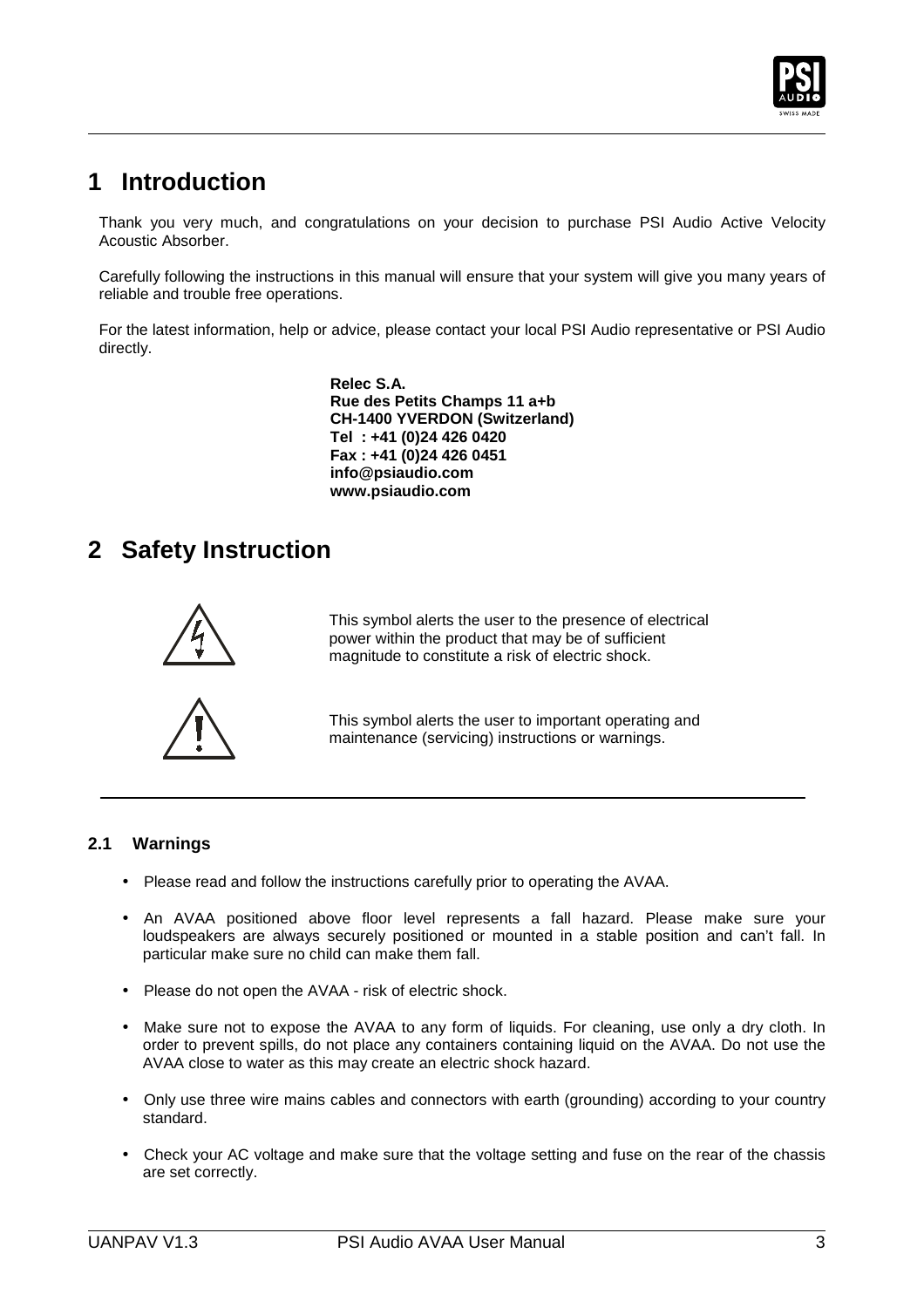# 1 Introduction

Thank you very much, and congratulations on your decision to purchase PSI Audio Active Velocity Acoustic Absorber.

Carefully following the instructions in this manual will ensure that your system will give you many years of reliable and trouble free operations.

For the latest information, help or advice, please contact your local PSI Audio representative or PSI Audio directly.

**Relec S.A.**
**Rue des Petits Champs 11 a+b**
**CH-1400 YVERDON (Switzerland)**
**Tel : +41 (0)24 426 0420**
**Fax : +41 (0)24 426 0451**
**info@psiaudio.com**
**www.psiaudio.com**

# 2 Safety Instruction

This symbol alerts the user to the presence of electrical power within the product that may be of sufficient magnitude to constitute a risk of electric shock.

This symbol alerts the user to important operating and maintenance (servicing) instructions or warnings.

## 2.1 Warnings

- Please read and follow the instructions carefully prior to operating the AVAA.
- An AVAA positioned above floor level represents a fall hazard. Please make sure your loudspeakers are always securely positioned or mounted in a stable position and can't fall. In particular make sure no child can make them fall.
- Please do not open the AVAA - risk of electric shock.
- Make sure not to expose the AVAA to any form of liquids. For cleaning, use only a dry cloth. In order to prevent spills, do not place any containers containing liquid on the AVAA. Do not use the AVAA close to water as this may create an electric shock hazard.
- Only use three wire mains cables and connectors with earth (grounding) according to your country standard.
- Check your AC voltage and make sure that the voltage setting and fuse on the rear of the chassis are set correctly.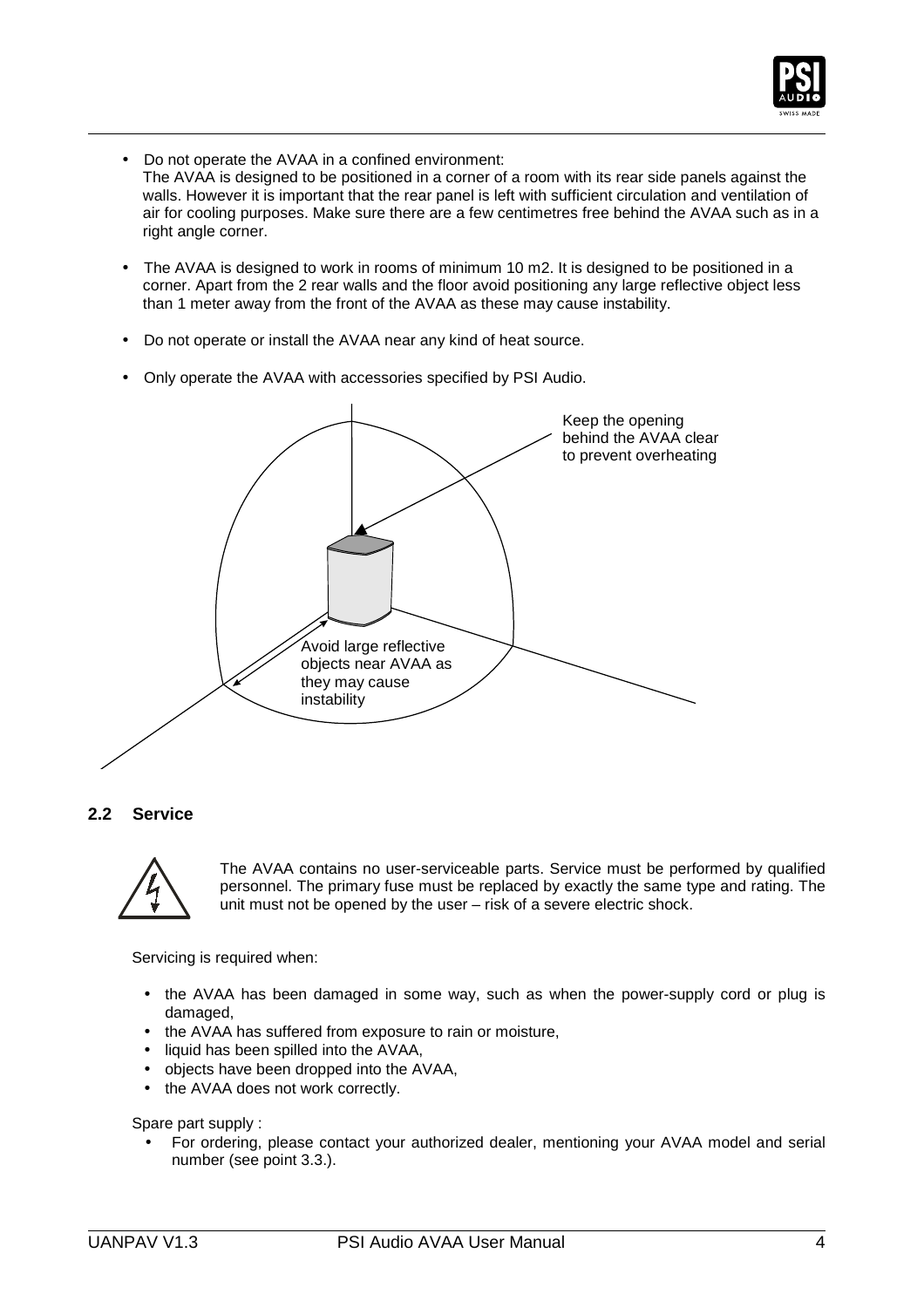- Do not operate the AVAA in a confined environment:
  The AVAA is designed to be positioned in a corner of a room with its rear side panels against the walls. However it is important that the rear panel is left with sufficient circulation and ventilation of air for cooling purposes. Make sure there are a few centimetres free behind the AVAA such as in a right angle corner.

- The AVAA is designed to work in rooms of minimum 10 m2. It is designed to be positioned in a corner. Apart from the 2 rear walls and the floor avoid positioning any large reflective object less than 1 meter away from the front of the AVAA as these may cause instability.

- Do not operate or install the AVAA near any kind of heat source.

- Only operate the AVAA with accessories specified by PSI Audio.

Keep the opening behind the AVAA clear to prevent overheating

Avoid large reflective objects near AVAA as they may cause instability

### 2.2 Service

The AVAA contains no user-serviceable parts. Service must be performed by qualified personnel. The primary fuse must be replaced by exactly the same type and rating. The unit must not be opened by the user – risk of a severe electric shock.

Servicing is required when:

- the AVAA has been damaged in some way, such as when the power-supply cord or plug is damaged,
- the AVAA has suffered from exposure to rain or moisture,
- liquid has been spilled into the AVAA,
- objects have been dropped into the AVAA,
- the AVAA does not work correctly.

Spare part supply :

- For ordering, please contact your authorized dealer, mentioning your AVAA model and serial number (see point 3.3.).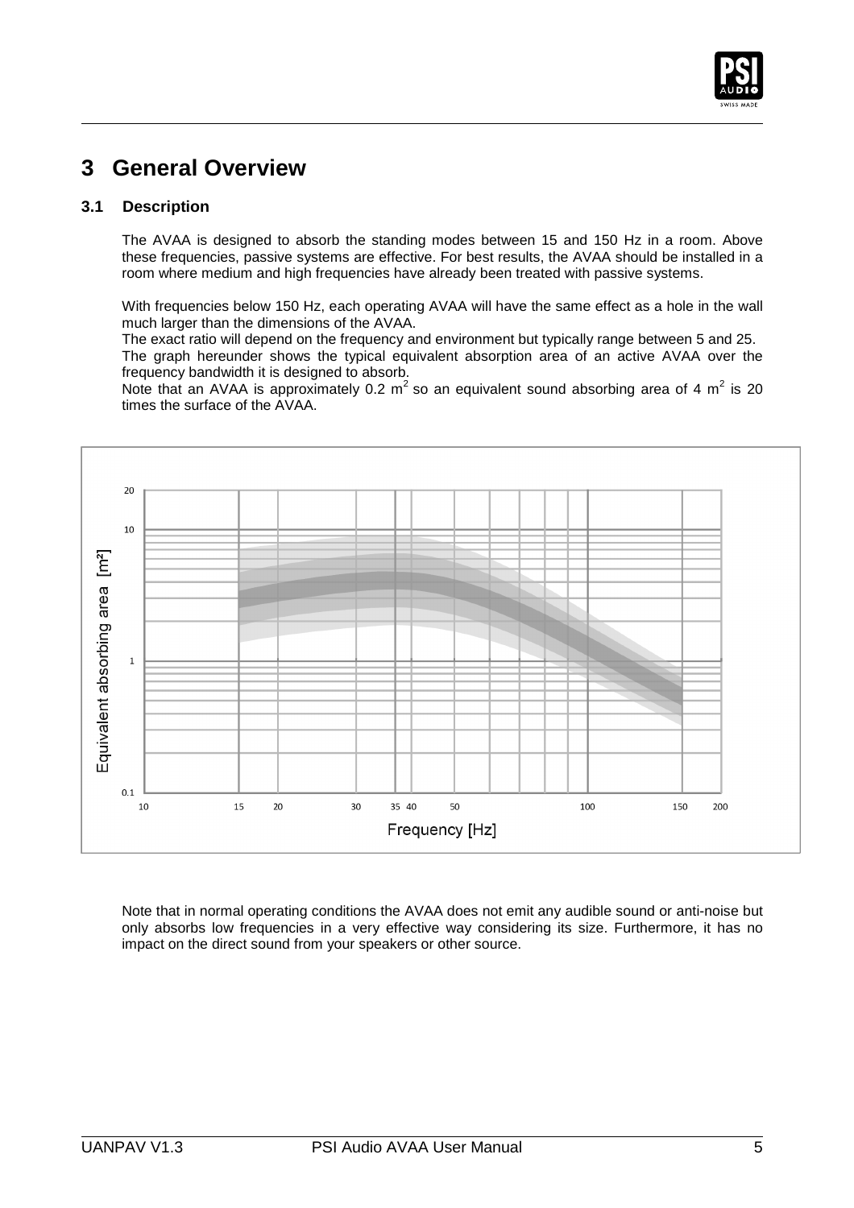# 3 General Overview

## 3.1 Description

The AVAA is designed to absorb the standing modes between 15 and 150 Hz in a room. Above these frequencies, passive systems are effective. For best results, the AVAA should be installed in a room where medium and high frequencies have already been treated with passive systems.

With frequencies below 150 Hz, each operating AVAA will have the same effect as a hole in the wall much larger than the dimensions of the AVAA.

The exact ratio will depend on the frequency and environment but typically range between 5 and 25.

The graph hereunder shows the typical equivalent absorption area of an active AVAA over the frequency bandwidth it is designed to absorb.

Note that an AVAA is approximately 0.2 $m^2$ so an equivalent sound absorbing area of 4 $m^2$ is 20 times the surface of the AVAA.

Note that in normal operating conditions the AVAA does not emit any audible sound or anti-noise but only absorbs low frequencies in a very effective way considering its size. Furthermore, it has no impact on the direct sound from your speakers or other source.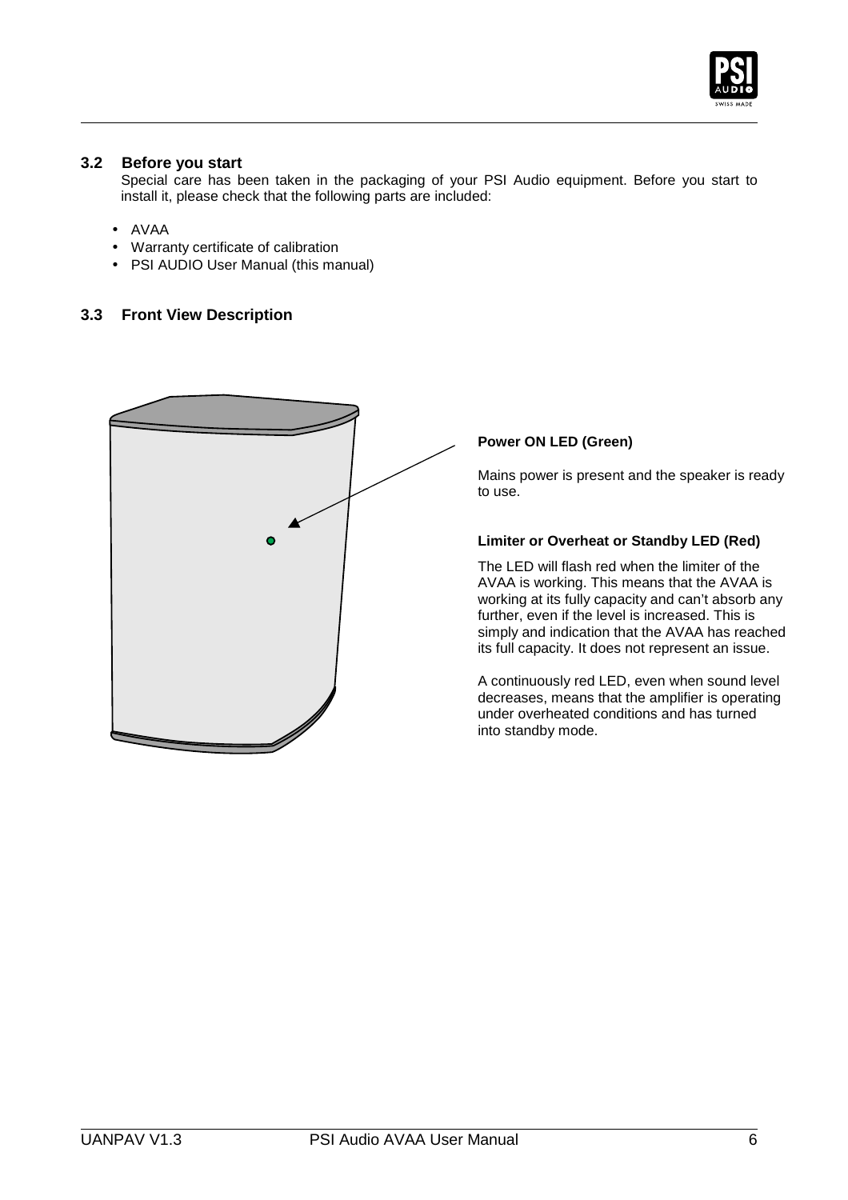### 3.2 Before you start

Special care has been taken in the packaging of your PSI Audio equipment. Before you start to install it, please check that the following parts are included:

- AVAA
- Warranty certificate of calibration
- PSI AUDIO User Manual (this manual)

### 3.3 Front View Description

**Power ON LED (Green)**

Mains power is present and the speaker is ready to use.

**Limiter or Overheat or Standby LED (Red)**

The LED will flash red when the limiter of the AVAA is working. This means that the AVAA is working at its fully capacity and can't absorb any further, even if the level is increased. This is simply and indication that the AVAA has reached its full capacity. It does not represent an issue.

A continuously red LED, even when sound level decreases, means that the amplifier is operating under overheated conditions and has turned into standby mode.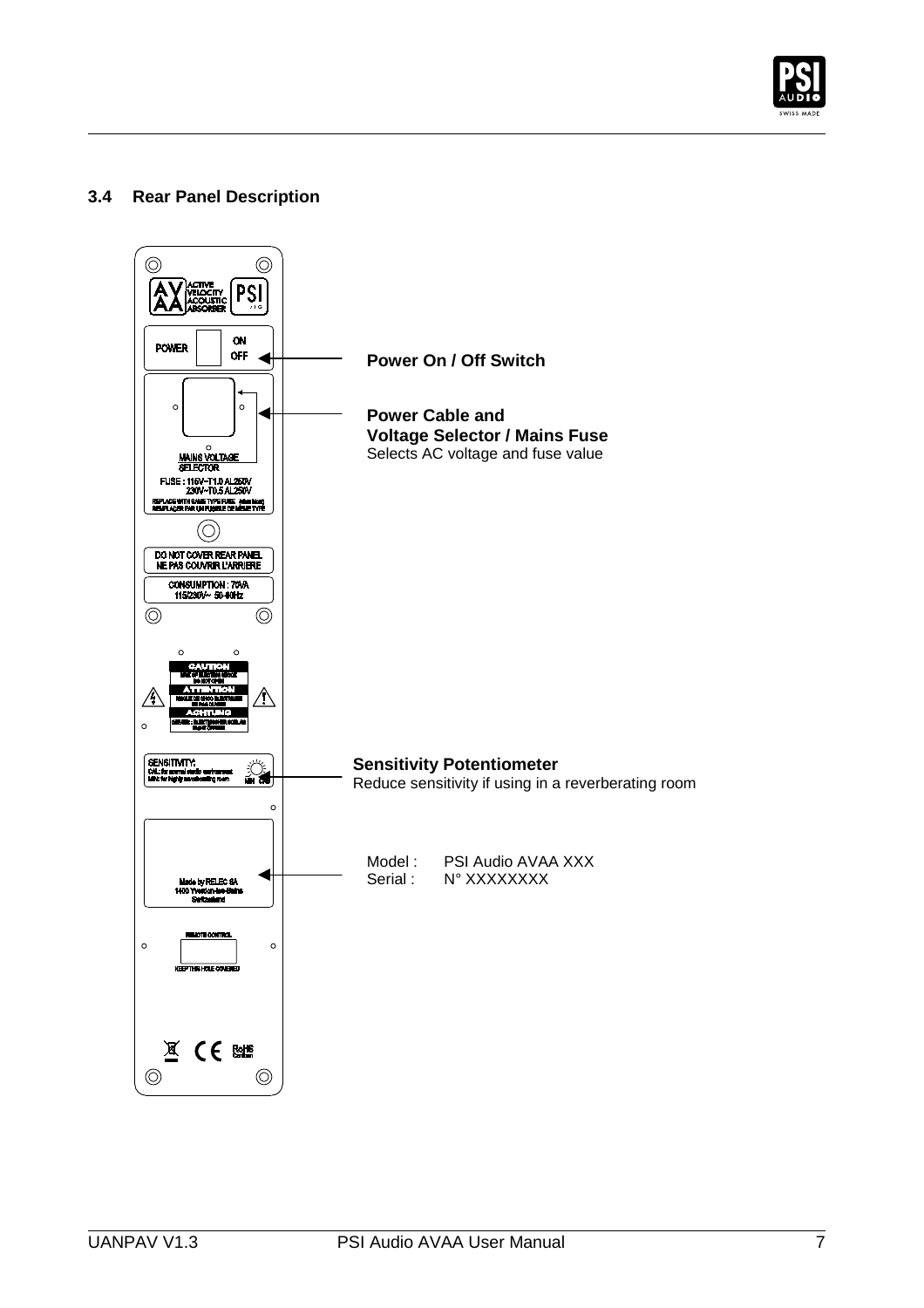### 3.4 Rear Panel Description

**Power On / Off Switch**

**Power Cable and**
**Voltage Selector / Mains Fuse**
Selects AC voltage and fuse value

**Sensitivity Potentiometer**
Reduce sensitivity if using in a reverberating room

Model : PSI Audio AVAA XXX
Serial : N° XXXXXXXX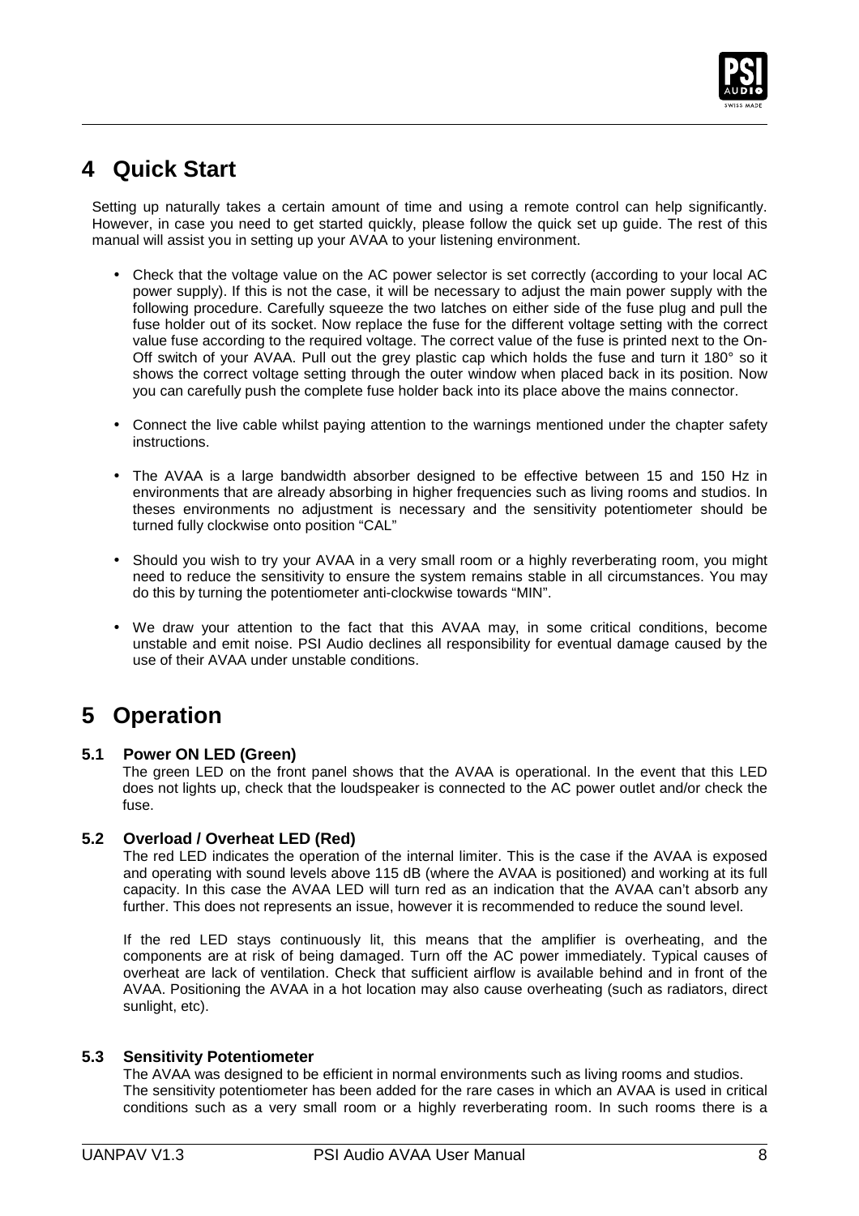# 4 Quick Start

Setting up naturally takes a certain amount of time and using a remote control can help significantly. However, in case you need to get started quickly, please follow the quick set up guide. The rest of this manual will assist you in setting up your AVAA to your listening environment.

- Check that the voltage value on the AC power selector is set correctly (according to your local AC power supply). If this is not the case, it will be necessary to adjust the main power supply with the following procedure. Carefully squeeze the two latches on either side of the fuse plug and pull the fuse holder out of its socket. Now replace the fuse for the different voltage setting with the correct value fuse according to the required voltage. The correct value of the fuse is printed next to the On-Off switch of your AVAA. Pull out the grey plastic cap which holds the fuse and turn it 180° so it shows the correct voltage setting through the outer window when placed back in its position. Now you can carefully push the complete fuse holder back into its place above the mains connector.

- Connect the live cable whilst paying attention to the warnings mentioned under the chapter safety instructions.

- The AVAA is a large bandwidth absorber designed to be effective between 15 and 150 Hz in environments that are already absorbing in higher frequencies such as living rooms and studios. In theses environments no adjustment is necessary and the sensitivity potentiometer should be turned fully clockwise onto position "CAL"

- Should you wish to try your AVAA in a very small room or a highly reverberating room, you might need to reduce the sensitivity to ensure the system remains stable in all circumstances. You may do this by turning the potentiometer anti-clockwise towards "MIN".

- We draw your attention to the fact that this AVAA may, in some critical conditions, become unstable and emit noise. PSI Audio declines all responsibility for eventual damage caused by the use of their AVAA under unstable conditions.

# 5 Operation

## 5.1 Power ON LED (Green)

The green LED on the front panel shows that the AVAA is operational. In the event that this LED does not lights up, check that the loudspeaker is connected to the AC power outlet and/or check the fuse.

## 5.2 Overload / Overheat LED (Red)

The red LED indicates the operation of the internal limiter. This is the case if the AVAA is exposed and operating with sound levels above 115 dB (where the AVAA is positioned) and working at its full capacity. In this case the AVAA LED will turn red as an indication that the AVAA can't absorb any further. This does not represents an issue, however it is recommended to reduce the sound level.

If the red LED stays continuously lit, this means that the amplifier is overheating, and the components are at risk of being damaged. Turn off the AC power immediately. Typical causes of overheat are lack of ventilation. Check that sufficient airflow is available behind and in front of the AVAA. Positioning the AVAA in a hot location may also cause overheating (such as radiators, direct sunlight, etc).

## 5.3 Sensitivity Potentiometer

The AVAA was designed to be efficient in normal environments such as living rooms and studios.
The sensitivity potentiometer has been added for the rare cases in which an AVAA is used in critical conditions such as a very small room or a highly reverberating room. In such rooms there is a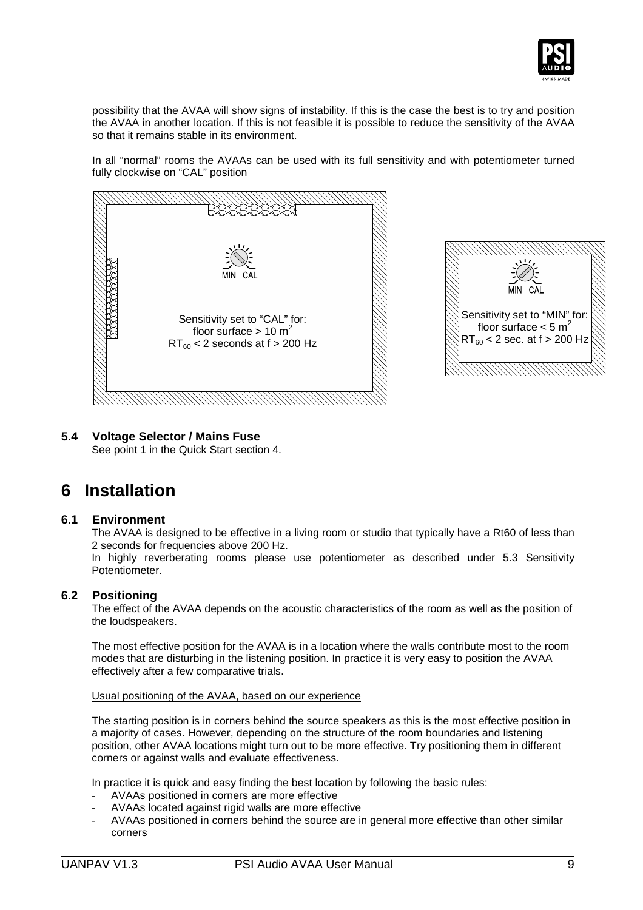possibility that the AVAA will show signs of instability. If this is the case the best is to try and position the AVAA in another location. If this is not feasible it is possible to reduce the sensitivity of the AVAA so that it remains stable in its environment.

In all "normal" rooms the AVAAs can be used with its full sensitivity and with potentiometer turned fully clockwise on "CAL" position

MIN CAL

Sensitivity set to "CAL" for:
floor surface > 10 m$^2$
$RT_{60}$ < 2 seconds at f > 200 Hz

MIN CAL

Sensitivity set to "MIN" for:
floor surface < 5 m$^2$
$RT_{60}$ < 2 sec. at f > 200 Hz

### 5.4 Voltage Selector / Mains Fuse

See point 1 in the Quick Start section 4.

# 6 Installation

### 6.1 Environment

The AVAA is designed to be effective in a living room or studio that typically have a Rt60 of less than 2 seconds for frequencies above 200 Hz.
In highly reverberating rooms please use potentiometer as described under 5.3 Sensitivity Potentiometer.

### 6.2 Positioning

The effect of the AVAA depends on the acoustic characteristics of the room as well as the position of the loudspeakers.

The most effective position for the AVAA is in a location where the walls contribute most to the room modes that are disturbing in the listening position. In practice it is very easy to position the AVAA effectively after a few comparative trials.

Usual positioning of the AVAA, based on our experience

The starting position is in corners behind the source speakers as this is the most effective position in a majority of cases. However, depending on the structure of the room boundaries and listening position, other AVAA locations might turn out to be more effective. Try positioning them in different corners or against walls and evaluate effectiveness.

In practice it is quick and easy finding the best location by following the basic rules:

- AVAAs positioned in corners are more effective
- AVAAs located against rigid walls are more effective
- AVAAs positioned in corners behind the source are in general more effective than other similar corners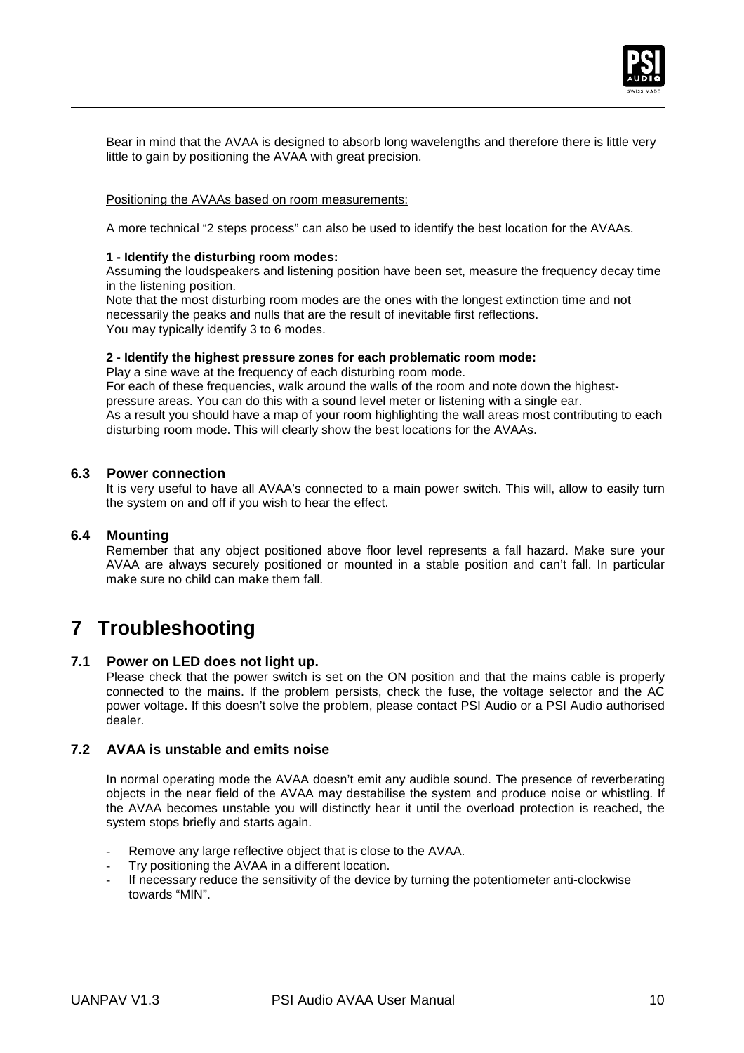Bear in mind that the AVAA is designed to absorb long wavelengths and therefore there is little very little to gain by positioning the AVAA with great precision.

Positioning the AVAAs based on room measurements:

A more technical "2 steps process" can also be used to identify the best location for the AVAAs.

**1 - Identify the disturbing room modes:**
Assuming the loudspeakers and listening position have been set, measure the frequency decay time in the listening position.
Note that the most disturbing room modes are the ones with the longest extinction time and not necessarily the peaks and nulls that are the result of inevitable first reflections.
You may typically identify 3 to 6 modes.

**2 - Identify the highest pressure zones for each problematic room mode:**
Play a sine wave at the frequency of each disturbing room mode.
For each of these frequencies, walk around the walls of the room and note down the highest-pressure areas. You can do this with a sound level meter or listening with a single ear.
As a result you should have a map of your room highlighting the wall areas most contributing to each disturbing room mode. This will clearly show the best locations for the AVAAs.

### 6.3 Power connection

It is very useful to have all AVAA's connected to a main power switch. This will, allow to easily turn the system on and off if you wish to hear the effect.

### 6.4 Mounting

Remember that any object positioned above floor level represents a fall hazard. Make sure your AVAA are always securely positioned or mounted in a stable position and can't fall. In particular make sure no child can make them fall.

# 7 Troubleshooting

### 7.1 Power on LED does not light up.

Please check that the power switch is set on the ON position and that the mains cable is properly connected to the mains. If the problem persists, check the fuse, the voltage selector and the AC power voltage. If this doesn't solve the problem, please contact PSI Audio or a PSI Audio authorised dealer.

### 7.2 AVAA is unstable and emits noise

In normal operating mode the AVAA doesn't emit any audible sound. The presence of reverberating objects in the near field of the AVAA may destabilise the system and produce noise or whistling. If the AVAA becomes unstable you will distinctly hear it until the overload protection is reached, the system stops briefly and starts again.

- Remove any large reflective object that is close to the AVAA.
- Try positioning the AVAA in a different location.
- If necessary reduce the sensitivity of the device by turning the potentiometer anti-clockwise towards "MIN".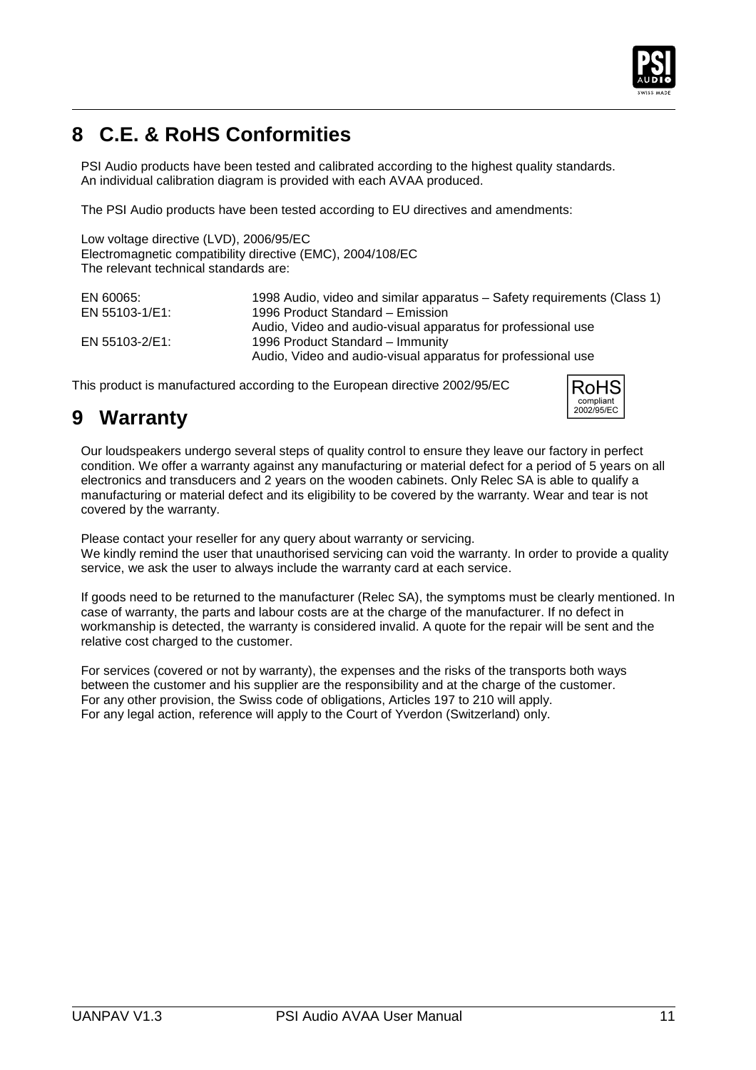# 8 C.E. & RoHS Conformities

PSI Audio products have been tested and calibrated according to the highest quality standards.
An individual calibration diagram is provided with each AVAA produced.

The PSI Audio products have been tested according to EU directives and amendments:

Low voltage directive (LVD), 2006/95/EC
Electromagnetic compatibility directive (EMC), 2004/108/EC
The relevant technical standards are:

| | |
|---|---|
| EN 60065: | 1998 Audio, video and similar apparatus – Safety requirements (Class 1) |
| EN 55103-1/E1: | 1996 Product Standard – Emission<br>Audio, Video and audio-visual apparatus for professional use |
| EN 55103-2/E1: | 1996 Product Standard – Immunity<br>Audio, Video and audio-visual apparatus for professional use |

This product is manufactured according to the European directive 2002/95/EC

RoHS
compliant
2002/95/EC

# 9 Warranty

Our loudspeakers undergo several steps of quality control to ensure they leave our factory in perfect condition. We offer a warranty against any manufacturing or material defect for a period of 5 years on all electronics and transducers and 2 years on the wooden cabinets. Only Relec SA is able to qualify a manufacturing or material defect and its eligibility to be covered by the warranty. Wear and tear is not covered by the warranty.

Please contact your reseller for any query about warranty or servicing.
We kindly remind the user that unauthorised servicing can void the warranty. In order to provide a quality service, we ask the user to always include the warranty card at each service.

If goods need to be returned to the manufacturer (Relec SA), the symptoms must be clearly mentioned. In case of warranty, the parts and labour costs are at the charge of the manufacturer. If no defect in workmanship is detected, the warranty is considered invalid. A quote for the repair will be sent and the relative cost charged to the customer.

For services (covered or not by warranty), the expenses and the risks of the transports both ways between the customer and his supplier are the responsibility and at the charge of the customer.
For any other provision, the Swiss code of obligations, Articles 197 to 210 will apply.
For any legal action, reference will apply to the Court of Yverdon (Switzerland) only.